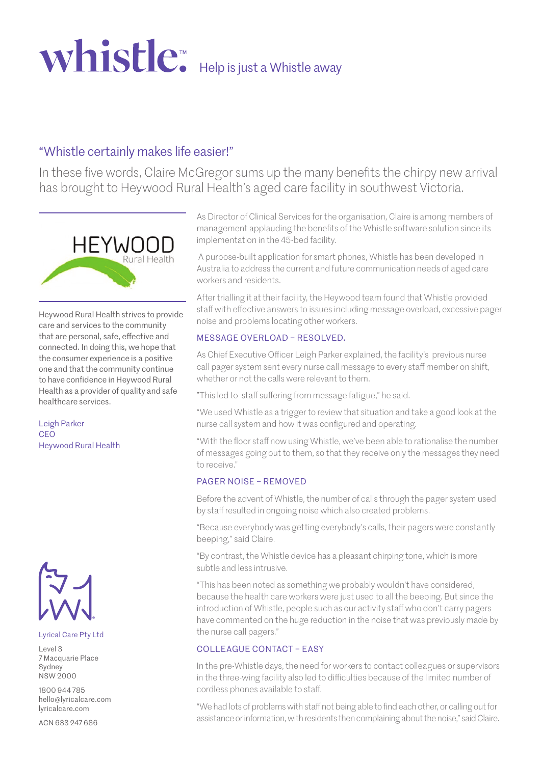# whistle™ Help is just a Whistle away

## "Whistle certainly makes life easier!"

In these five words, Claire McGregor sums up the many benefits the chirpy new arrival has brought to Heywood Rural Health's aged care facility in southwest Victoria.

HEYWOOD Rural Health

Heywood Rural Health strives to provide care and services to the community that are personal, safe, effective and connected. In doing this, we hope that the consumer experience is a positive one and that the community continue to have confidence in Heywood Rural Health as a provider of quality and safe healthcare services.

Leigh Parker
CEO
Heywood Rural Health

As Director of Clinical Services for the organisation, Claire is among members of management applauding the benefits of the Whistle software solution since its implementation in the 45-bed facility.

A purpose-built application for smart phones, Whistle has been developed in Australia to address the current and future communication needs of aged care workers and residents.

After trialling it at their facility, the Heywood team found that Whistle provided staff with effective answers to issues including message overload, excessive pager noise and problems locating other workers.

### MESSAGE OVERLOAD – RESOLVED.

As Chief Executive Officer Leigh Parker explained, the facility's previous nurse call pager system sent every nurse call message to every staff member on shift, whether or not the calls were relevant to them.

"This led to staff suffering from message fatigue," he said.

"We used Whistle as a trigger to review that situation and take a good look at the nurse call system and how it was configured and operating.

"With the floor staff now using Whistle, we've been able to rationalise the number of messages going out to them, so that they receive only the messages they need to receive."

### PAGER NOISE – REMOVED

Before the advent of Whistle, the number of calls through the pager system used by staff resulted in ongoing noise which also created problems.

"Because everybody was getting everybody's calls, their pagers were constantly beeping," said Claire.

"By contrast, the Whistle device has a pleasant chirping tone, which is more subtle and less intrusive.

"This has been noted as something we probably wouldn't have considered, because the health care workers were just used to all the beeping. But since the introduction of Whistle, people such as our activity staff who don't carry pagers have commented on the huge reduction in the noise that was previously made by the nurse call pagers."

### COLLEAGUE CONTACT – EASY

In the pre-Whistle days, the need for workers to contact colleagues or supervisors in the three-wing facility also led to difficulties because of the limited number of cordless phones available to staff.

"We had lots of problems with staff not being able to find each other, or calling out for assistance or information, with residents then complaining about the noise," said Claire.

Lyrical Care Pty Ltd

Level 3
7 Macquarie Place
Sydney
NSW 2000

1800 944 785
hello@lyricalcare.com
lyricalcare.com

ACN 633 247 686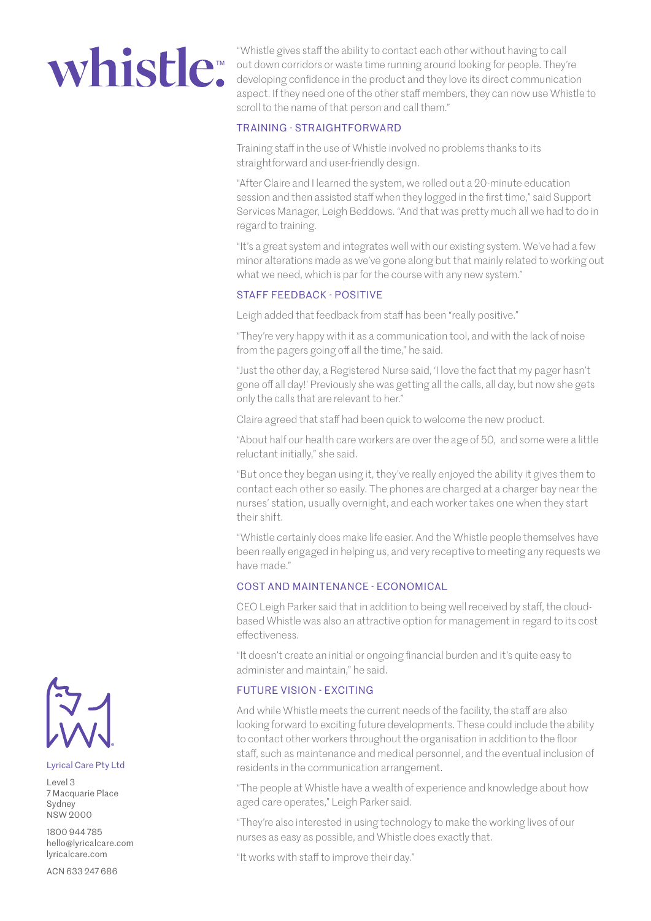"Whistle gives staff the ability to contact each other without having to call out down corridors or waste time running around looking for people. They're developing confidence in the product and they love its direct communication aspect. If they need one of the other staff members, they can now use Whistle to scroll to the name of that person and call them."

## TRAINING - STRAIGHTFORWARD

Training staff in the use of Whistle involved no problems thanks to its straightforward and user-friendly design.

"After Claire and I learned the system, we rolled out a 20-minute education session and then assisted staff when they logged in the first time," said Support Services Manager, Leigh Beddows. "And that was pretty much all we had to do in regard to training.

"It's a great system and integrates well with our existing system. We've had a few minor alterations made as we've gone along but that mainly related to working out what we need, which is par for the course with any new system."

## STAFF FEEDBACK - POSITIVE

Leigh added that feedback from staff has been "really positive."

"They're very happy with it as a communication tool, and with the lack of noise from the pagers going off all the time," he said.

"Just the other day, a Registered Nurse said, 'I love the fact that my pager hasn't gone off all day!' Previously she was getting all the calls, all day, but now she gets only the calls that are relevant to her."

Claire agreed that staff had been quick to welcome the new product.

"About half our health care workers are over the age of 50, and some were a little reluctant initially," she said.

"But once they began using it, they've really enjoyed the ability it gives them to contact each other so easily. The phones are charged at a charger bay near the nurses' station, usually overnight, and each worker takes one when they start their shift.

"Whistle certainly does make life easier. And the Whistle people themselves have been really engaged in helping us, and very receptive to meeting any requests we have made."

## COST AND MAINTENANCE - ECONOMICAL

CEO Leigh Parker said that in addition to being well received by staff, the cloud-based Whistle was also an attractive option for management in regard to its cost effectiveness.

"It doesn't create an initial or ongoing financial burden and it's quite easy to administer and maintain," he said.

## FUTURE VISION - EXCITING

And while Whistle meets the current needs of the facility, the staff are also looking forward to exciting future developments. These could include the ability to contact other workers throughout the organisation in addition to the floor staff, such as maintenance and medical personnel, and the eventual inclusion of residents in the communication arrangement.

"The people at Whistle have a wealth of experience and knowledge about how aged care operates," Leigh Parker said.

"They're also interested in using technology to make the working lives of our nurses as easy as possible, and Whistle does exactly that.

"It works with staff to improve their day."

Lyrical Care Pty Ltd

Level 3
7 Macquarie Place
Sydney
NSW 2000

1800 944 785
hello@lyricalcare.com
lyricalcare.com

ACN 633 247 686